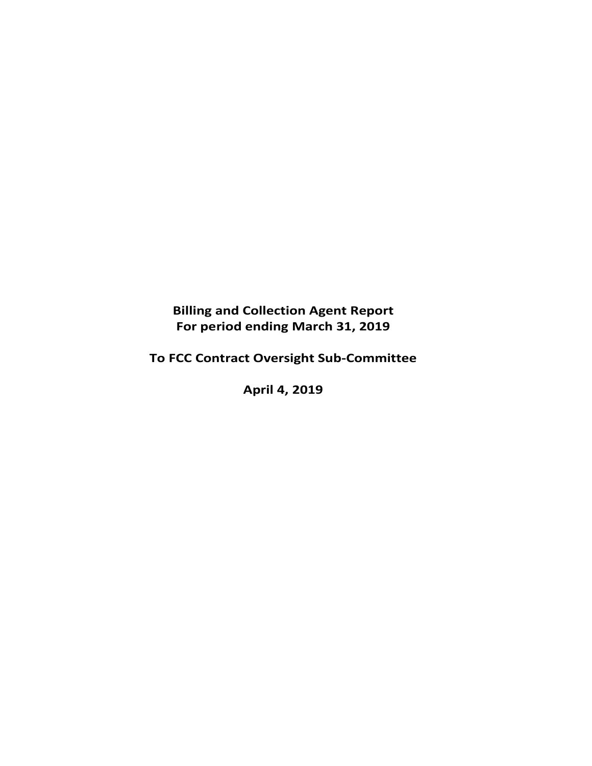**Billing and Collection Agent Report**
**For period ending March 31, 2019**

**To FCC Contract Oversight Sub-Committee**

**April 4, 2019**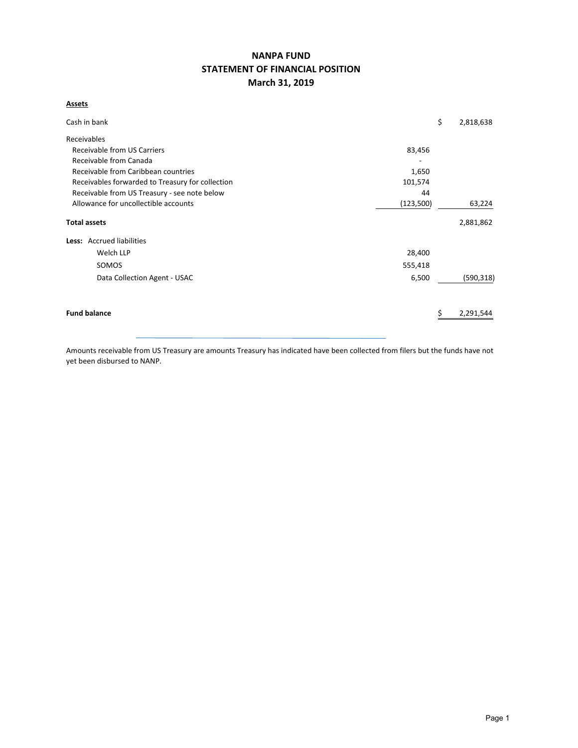# NANPA FUND
## STATEMENT OF FINANCIAL POSITION
## March 31, 2019

**Assets**

| | | | |
|---|---|---|---|
| Cash in bank | | $ | 2,818,638 |
| Receivables | | | |
| Receivable from US Carriers | 83,456 | | |
| Receivable from Canada | - | | |
| Receivable from Caribbean countries | 1,650 | | |
| Receivables forwarded to Treasury for collection | 101,574 | | |
| Receivable from US Treasury - see note below | 44 | | |
| Allowance for uncollectible accounts | (123,500) | | 63,224 |
| **Total assets** | | | 2,881,862 |
| **Less:** Accrued liabilities | | | |
| Welch LLP | 28,400 | | |
| SOMOS | 555,418 | | |
| Data Collection Agent - USAC | 6,500 | | (590,318) |
| **Fund balance** | | $ | 2,291,544 |

Amounts receivable from US Treasury are amounts Treasury has indicated have been collected from filers but the funds have not yet been disbursed to NANP.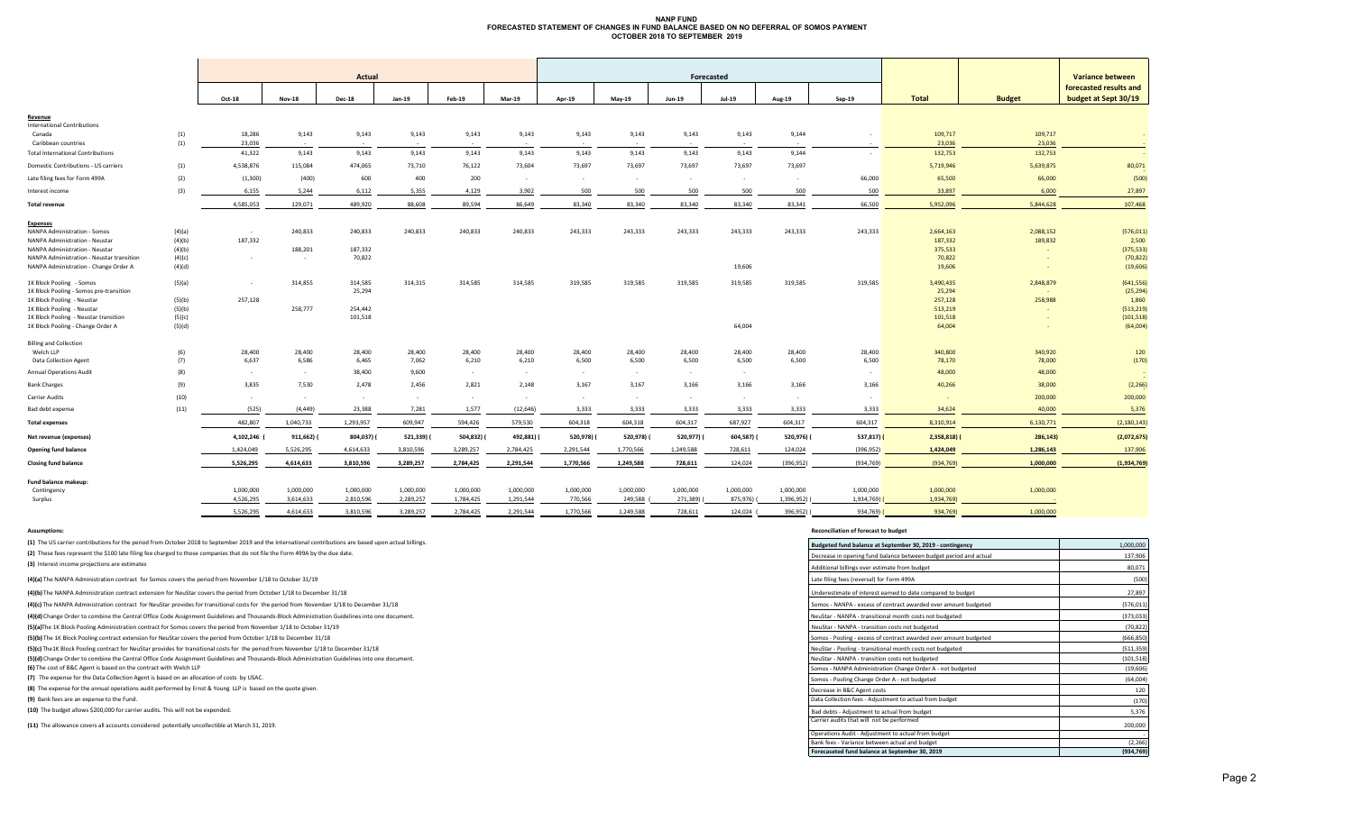# NANP FUND
## FORECASTED STATEMENT OF CHANGES IN FUND BALANCE BASED ON NO DEFERRAL OF SOMOS PAYMENT
### OCTOBER 2018 TO SEPTEMBER 2019

| | | Actual | | | | | | Forecasted | | | | | | | | Variance between forecasted results and budget at Sept 30/19 |
|---|---|---|---|---|---|---|---|---|---|---|---|---|---|---|---|---|
| | | Oct-18 | Nov-18 | Dec-18 | Jan-19 | Feb-19 | Mar-19 | Apr-19 | May-19 | Jun-19 | Jul-19 | Aug-19 | Sep-19 | Total | Budget | |
| **Revenue** | | | | | | | | | | | | | | | | |
| International Contributions | | | | | | | | | | | | | | | | |
| Canada | (1) | 18,286 | 9,143 | 9,143 | 9,143 | 9,143 | 9,143 | 9,143 | 9,143 | 9,143 | 9,143 | 9,144 | - | 109,717 | 109,717 | - |
| Caribbean countries | (1) | 23,036 | - | - | - | - | - | - | - | - | - | - | - | 23,036 | 23,036 | - |
| Total International Contributions | | 41,322 | 9,143 | 9,143 | 9,143 | 9,143 | 9,143 | 9,143 | 9,143 | 9,143 | 9,143 | 9,144 | - | 132,753 | 132,753 | - |
| Domestic Contributions - US carriers | (1) | 4,538,876 | 115,084 | 474,065 | 73,710 | 76,122 | 73,604 | 73,697 | 73,697 | 73,697 | 73,697 | 73,697 | | 5,719,946 | 5,639,875 | 80,071 |
| Late filing fees for Form 499A | (2) | (1,300) | (400) | 600 | 400 | 200 | - | - | - | - | - | - | 66,000 | 65,500 | 66,000 | (500) |
| Interest income | (3) | 6,155 | 5,244 | 6,112 | 5,355 | 4,129 | 3,902 | 500 | 500 | 500 | 500 | 500 | 500 | 33,897 | 6,000 | 27,897 |
| **Total revenue** | | 4,585,053 | 129,071 | 489,920 | 88,608 | 89,594 | 86,649 | 83,340 | 83,340 | 83,340 | 83,340 | 83,341 | 66,500 | 5,952,096 | 5,844,628 | 107,468 |
| **Expenses** | | | | | | | | | | | | | | | | |
| NANPA Administration - Somos | (4)(a) | - | 240,833 | 240,833 | 240,833 | 240,833 | 240,833 | 243,333 | 243,333 | 243,333 | 243,333 | 243,333 | 243,333 | 2,664,163 | 2,088,152 | (576,011) |
| NANPA Administration - Neustar | (4)(b) | 187,332 | | | | | | | | | | | | 187,332 | 189,832 | 2,500 |
| NANPA Administration - Neustar | (4)(b) | | 188,201 | 187,332 | | | | | | | | | | 375,533 | - | (375,533) |
| NANPA Administration - Neustar transition | (4)(c) | - | - | 70,822 | | | | | | | | | | 70,822 | - | (70,822) |
| NANPA Administration - Change Order A | (4)(d) | | | | | | | | | | 19,606 | | | 19,606 | - | (19,606) |
| 1K Block Pooling - Somos | (5)(a) | - | 314,855 | 314,585 | 314,315 | 314,585 | 314,585 | 319,585 | 319,585 | 319,585 | 319,585 | 319,585 | 319,585 | 3,490,435 | 2,848,879 | (641,556) |
| 1K Block Pooling - Somos pre-transition | | | | 25,294 | | | | | | | | | | 25,294 | | (25,294) |
| 1K Block Pooling - Neustar | (5)(b) | 257,128 | | | | | | | | | | | | 257,128 | 258,988 | 1,860 |
| 1K Block Pooling - Neustar | (5)(b) | | 258,777 | 254,442 | | | | | | | | | | 513,219 | - | (513,219) |
| 1K Block Pooling - Neustar transition | (5)(c) | | | 101,518 | | | | | | | | | | 101,518 | - | (101,518) |
| 1K Block Pooling - Change Order A | (5)(d) | | | | | | | | | | 64,004 | | | 64,004 | - | (64,004) |
| Billing and Collection | | | | | | | | | | | | | | | | |
| Welch LLP | (6) | 28,400 | 28,400 | 28,400 | 28,400 | 28,400 | 28,400 | 28,400 | 28,400 | 28,400 | 28,400 | 28,400 | 28,400 | 340,800 | 340,920 | 120 |
| Data Collection Agent | (7) | 6,637 | 6,586 | 6,465 | 7,062 | 6,210 | 6,210 | 6,500 | 6,500 | 6,500 | 6,500 | 6,500 | 6,500 | 78,170 | 78,000 | (170) |
| Annual Operations Audit | (8) | - | - | 38,400 | 9,600 | - | - | - | - | - | - | | - | 48,000 | 48,000 | - |
| Bank Charges | (9) | 3,835 | 7,530 | 2,478 | 2,456 | 2,821 | 2,148 | 3,167 | 3,167 | 3,166 | 3,166 | 3,166 | 3,166 | 40,266 | 38,000 | (2,266) |
| Carrier Audits | (10) | - | - | - | - | - | - | - | - | - | - | - | - | - | 200,000 | 200,000 |
| Bad debt expense | (11) | (525) | (4,449) | 23,388 | 7,281 | 1,577 | (12,646) | 3,333 | 3,333 | 3,333 | 3,333 | 3,333 | 3,333 | 34,624 | 40,000 | 5,376 |
| **Total expenses** | | 482,807 | 1,040,733 | 1,293,957 | 609,947 | 594,426 | 579,530 | 604,318 | 604,318 | 604,317 | 687,927 | 604,317 | 604,317 | 8,310,914 | 6,130,771 | (2,180,143) |
| **Net revenue (expenses)** | | 4,102,246 | (911,662) | (804,037) | (521,339) | (504,832) | (492,881) | (520,978) | (520,978) | (520,977) | (604,587) | (520,976) | (537,817) | (2,358,818) | (286,143) | (2,072,675) |
| **Opening fund balance** | | 1,424,049 | 5,526,295 | 4,614,633 | 3,810,596 | 3,289,257 | 2,784,425 | 2,291,544 | 1,770,566 | 1,249,588 | 728,611 | 124,024 | (396,952) | 1,424,049 | 1,286,143 | 137,906 |
| **Closing fund balance** | | 5,526,295 | 4,614,633 | 3,810,596 | 3,289,257 | 2,784,425 | 2,291,544 | 1,770,566 | 1,249,588 | 728,611 | 124,024 | (396,952) | (934,769) | (934,769) | 1,000,000 | (1,934,769) |
| **Fund balance makeup:** | | | | | | | | | | | | | | | | |
| Contingency | | 1,000,000 | 1,000,000 | 1,000,000 | 1,000,000 | 1,000,000 | 1,000,000 | 1,000,000 | 1,000,000 | 1,000,000 | 1,000,000 | 1,000,000 | 1,000,000 | 1,000,000 | 1,000,000 | |
| Surplus | | 4,526,295 | 3,614,633 | 2,810,596 | 2,289,257 | 1,784,425 | 1,291,544 | 770,566 | 249,588 | (271,389) | (875,976) | (1,396,952) | (1,934,769) | (1,934,769) | - | |
| | | 5,526,295 | 4,614,633 | 3,810,596 | 3,289,257 | 2,784,425 | 2,291,544 | 1,770,566 | 1,249,588 | 728,611 | 124,024 | (396,952) | (934,769) | (934,769) | 1,000,000 | |

**Assumptions:**

**(1)** The US carrier contributions for the period from October 2018 to September 2019 and the International contributions are based upon actual billings.

**(2)** These fees represent the $100 late filing fee charged to those companies that do not file the Form 499A by the due date.

**(3)** Interest income projections are estimates

**(4)(a)** The NANPA Administration contract for Somos covers the period from November 1/18 to October 31/19

**(4)(b)** The NANPA Administration contract extension for NeuStar covers the period from October 1/18 to December 31/18

**(4)(c)** The NANPA Administration contract for NeuStar provides for transitional costs for the period from November 1/18 to December 31/18

**(4)(d)** Change Order to combine the Central Office Code Assignment Guidelines and Thousands-Block Allocation Guidelines into one document.

**(5)(a)** The 1K Block Pooling Administration contract for Somos covers the period from November 1/18 to October 31/19

**(5)(b)** The 1K Block Pooling contract extension for NeuStar covers the period from October 1/18 to December 31/18

**(5)(c)** The 1K Block Pooling contract for NeuStar provides for transitional costs for the period from November 1/18 to December 31/18

**(5)(d)** Change Order to combine the Central Office Code Assignment Guidelines and Thousands-Block Allocation Guidelines into one document.

**(6)** The cost of B&C Agent is based on the contract with Welch LLP

**(7)** The expense for the Data Collection Agent is based on an allocation of costs by USAC.

**(8)** The expense for the annual operations audit performed by Ernst & Young LLP is based on the quote given.

**(9)** Bank fees are an expense to the Fund.

**(10)** The budget allows $200,000 for carrier audits. This will not be expended.

**(11)** The allowance covers all accounts considered potentially uncollectible at March 31, 2019.

**Reconciliation of forecast to budget**

| Item | Amount |
|---|---|
| Budgeted fund balance at September 30, 2019 - contingency | 1,000,000 |
| Decrease in opening fund balance between budget period and actual | 137,906 |
| Additional billings over estimate from budget | 80,071 |
| Late filing fees (reversal) for Form 499A | (500) |
| Underestimate of interest earned to date compared to budget | 27,897 |
| Somos - NANPA - excess of contract awarded over amount budgeted | (576,011) |
| NeuStar - NANPA - transitional month costs not budgeted | (373,033) |
| NeuStar - NANPA - transition costs not budgeted | (70,822) |
| Somos - Pooling - excess of contract awarded over amount budgeted | (666,850) |
| NeuStar - Pooling - transitional month costs not budgeted | (511,359) |
| NeuStar - NANPA - transition costs not budgeted | (101,518) |
| Somos - NANPA Administration Change Order A - not budgeted | (19,606) |
| Somos - Pooling Change Order A - not budgeted | (64,004) |
| Decrease in B&C Agent costs | 120 |
| Data Collection fees - Adjustment to actual from budget | (170) |
| Bad debts - Adjustment to actual from budget | 5,376 |
| Carrier audits that will not be performed | 200,000 |
| Operations Audit - Adjustment to actual from budget | - |
| Bank fees - Variance between actual and budget | (2,266) |
| **Forecasted fund balance at September 30, 2019** | **(934,769)** |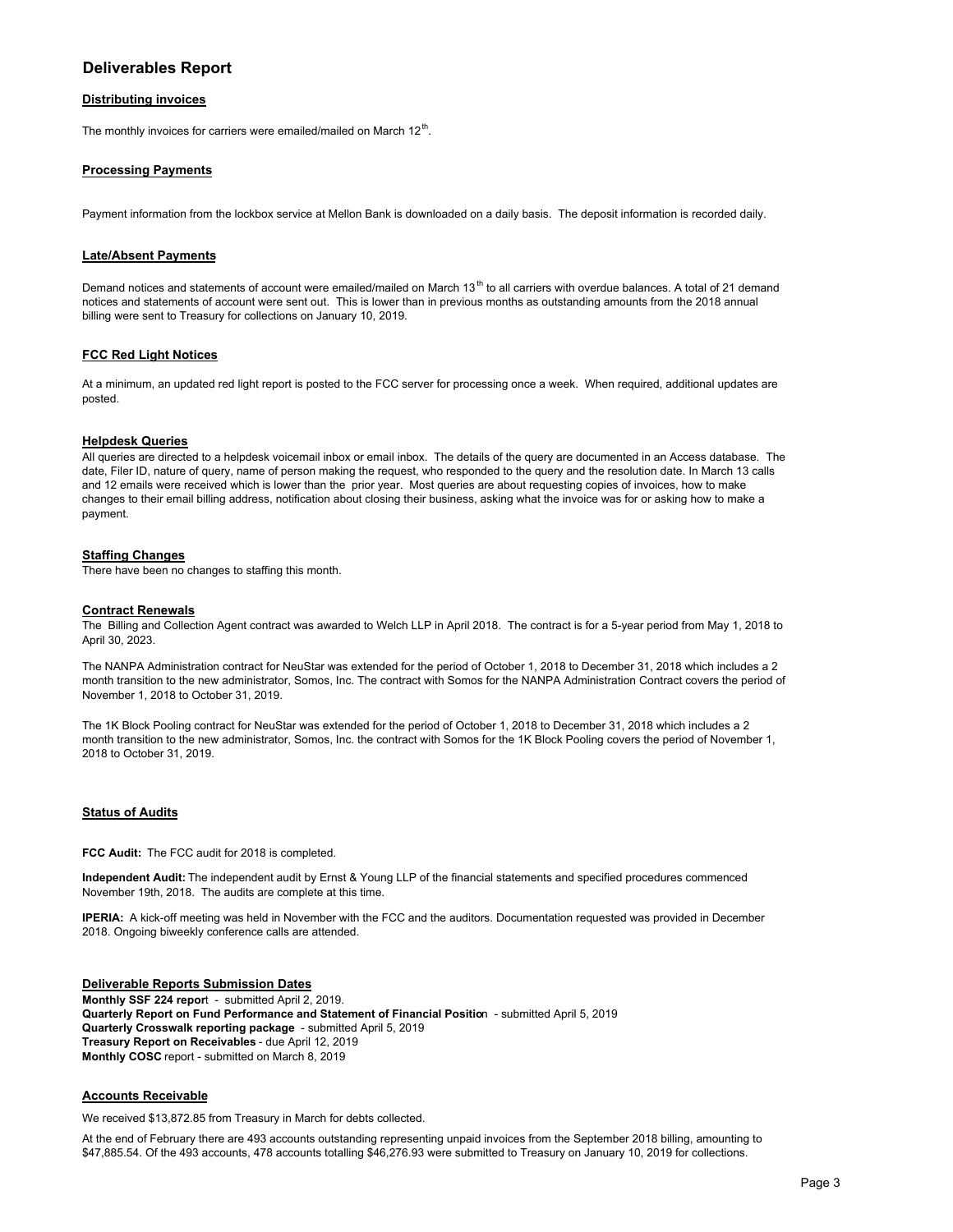# Deliverables Report

## Distributing invoices

The monthly invoices for carriers were emailed/mailed on March 12th.

## Processing Payments

Payment information from the lockbox service at Mellon Bank is downloaded on a daily basis. The deposit information is recorded daily.

## Late/Absent Payments

Demand notices and statements of account were emailed/mailed on March 13th to all carriers with overdue balances. A total of 21 demand notices and statements of account were sent out. This is lower than in previous months as outstanding amounts from the 2018 annual billing were sent to Treasury for collections on January 10, 2019.

## FCC Red Light Notices

At a minimum, an updated red light report is posted to the FCC server for processing once a week. When required, additional updates are posted.

## Helpdesk Queries

All queries are directed to a helpdesk voicemail inbox or email inbox. The details of the query are documented in an Access database. The date, Filer ID, nature of query, name of person making the request, who responded to the query and the resolution date. In March 13 calls and 12 emails were received which is lower than the prior year. Most queries are about requesting copies of invoices, how to make changes to their email billing address, notification about closing their business, asking what the invoice was for or asking how to make a payment.

## Staffing Changes

There have been no changes to staffing this month.

## Contract Renewals

The Billing and Collection Agent contract was awarded to Welch LLP in April 2018. The contract is for a 5-year period from May 1, 2018 to April 30, 2023.

The NANPA Administration contract for NeuStar was extended for the period of October 1, 2018 to December 31, 2018 which includes a 2 month transition to the new administrator, Somos, Inc. The contract with Somos for the NANPA Administration Contract covers the period of November 1, 2018 to October 31, 2019.

The 1K Block Pooling contract for NeuStar was extended for the period of October 1, 2018 to December 31, 2018 which includes a 2 month transition to the new administrator, Somos, Inc. the contract with Somos for the 1K Block Pooling covers the period of November 1, 2018 to October 31, 2019.

## Status of Audits

**FCC Audit:** The FCC audit for 2018 is completed.

**Independent Audit:** The independent audit by Ernst & Young LLP of the financial statements and specified procedures commenced November 19th, 2018. The audits are complete at this time.

**IPERIA:** A kick-off meeting was held in November with the FCC and the auditors. Documentation requested was provided in December 2018. Ongoing biweekly conference calls are attended.

## Deliverable Reports Submission Dates

**Monthly SSF 224 report** - submitted April 2, 2019.
**Quarterly Report on Fund Performance and Statement of Financial Position** - submitted April 5, 2019
**Quarterly Crosswalk reporting package** - submitted April 5, 2019
**Treasury Report on Receivables** - due April 12, 2019
**Monthly COSC** report - submitted on March 8, 2019

## Accounts Receivable

We received $13,872.85 from Treasury in March for debts collected.

At the end of February there are 493 accounts outstanding representing unpaid invoices from the September 2018 billing, amounting to $47,885.54. Of the 493 accounts, 478 accounts totalling $46,276.93 were submitted to Treasury on January 10, 2019 for collections.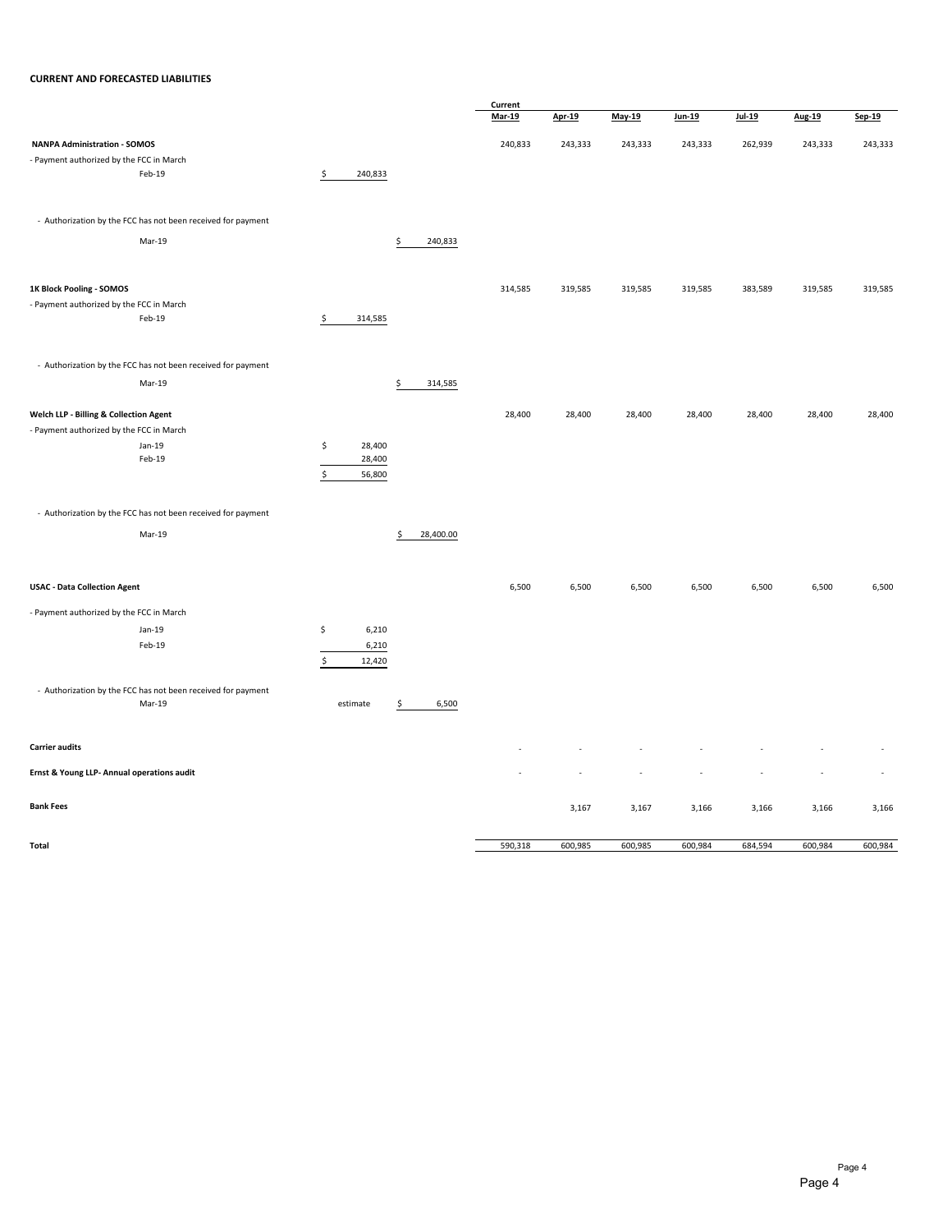**CURRENT AND FORECASTED LIABILITIES**

| | | | Current Mar-19 | Apr-19 | May-19 | Jun-19 | Jul-19 | Aug-19 | Sep-19 |
|---|---|---|---|---|---|---|---|---|---|
| **NANPA Administration - SOMOS** | | | 240,833 | 243,333 | 243,333 | 243,333 | 262,939 | 243,333 | 243,333 |
| - Payment authorized by the FCC in March | | | | | | | | | |
| Feb-19 | $ 240,833 | | | | | | | | |
| - Authorization by the FCC has not been received for payment | | | | | | | | | |
| Mar-19 | | $ 240,833 | | | | | | | |
| **1K Block Pooling - SOMOS** | | | 314,585 | 319,585 | 319,585 | 319,585 | 383,589 | 319,585 | 319,585 |
| - Payment authorized by the FCC in March | | | | | | | | | |
| Feb-19 | $ 314,585 | | | | | | | | |
| - Authorization by the FCC has not been received for payment | | | | | | | | | |
| Mar-19 | | $ 314,585 | | | | | | | |
| **Welch LLP - Billing & Collection Agent** | | | 28,400 | 28,400 | 28,400 | 28,400 | 28,400 | 28,400 | 28,400 |
| - Payment authorized by the FCC in March | | | | | | | | | |
| Jan-19 | $ 28,400 | | | | | | | | |
| Feb-19 | 28,400 | | | | | | | | |
| | $ 56,800 | | | | | | | | |
| - Authorization by the FCC has not been received for payment | | | | | | | | | |
| Mar-19 | | $ 28,400.00 | | | | | | | |
| **USAC - Data Collection Agent** | | | 6,500 | 6,500 | 6,500 | 6,500 | 6,500 | 6,500 | 6,500 |
| - Payment authorized by the FCC in March | | | | | | | | | |
| Jan-19 | $ 6,210 | | | | | | | | |
| Feb-19 | 6,210 | | | | | | | | |
| | $ 12,420 | | | | | | | | |
| - Authorization by the FCC has not been received for payment | | | | | | | | | |
| Mar-19 | estimate | $ 6,500 | | | | | | | |
| **Carrier audits** | | | - | - | - | - | - | - | - |
| **Ernst & Young LLP- Annual operations audit** | | | - | - | - | - | - | - | - |
| **Bank Fees** | | | | 3,167 | 3,167 | 3,166 | 3,166 | 3,166 | 3,166 |
| **Total** | | | 590,318 | 600,985 | 600,985 | 600,984 | 684,594 | 600,984 | 600,984 |